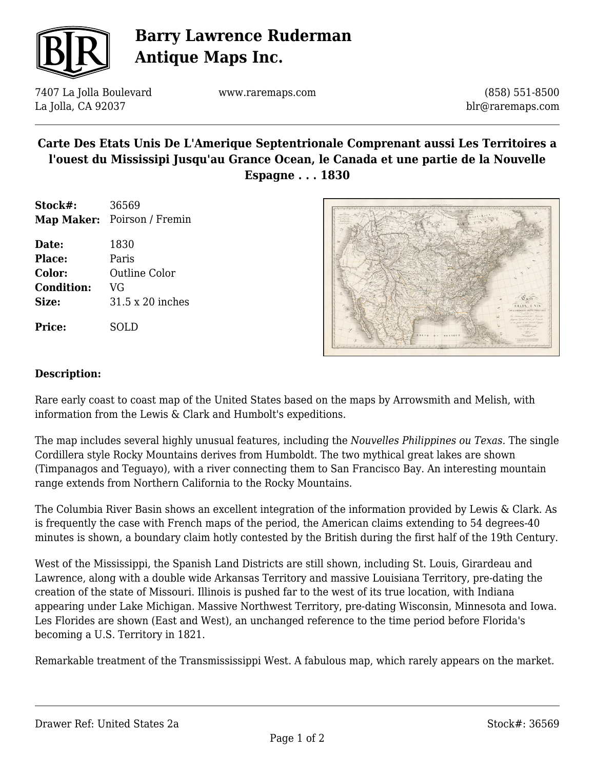# Barry Lawrence Ruderman Antique Maps Inc.

7407 La Jolla Boulevard
La Jolla, CA 92037

www.raremaps.com

(858) 551-8500
blr@raremaps.com

## Carte Des Etats Unis De L'Amerique Septentrionale Comprenant aussi Les Territoires a l'ouest du Mississipi Jusqu'au Grance Ocean, le Canada et une partie de la Nouvelle Espagne . . . 1830

| | |
|---|---|
| **Stock#:** | 36569 |
| **Map Maker:** | Poirson / Fremin |
| **Date:** | 1830 |
| **Place:** | Paris |
| **Color:** | Outline Color |
| **Condition:** | VG |
| **Size:** | 31.5 x 20 inches |
| **Price:** | SOLD |

**Description:**

Rare early coast to coast map of the United States based on the maps by Arrowsmith and Melish, with information from the Lewis & Clark and Humbolt's expeditions.

The map includes several highly unusual features, including the *Nouvelles Philippines ou Texas.* The single Cordillera style Rocky Mountains derives from Humboldt. The two mythical great lakes are shown (Timpanagos and Teguayo), with a river connecting them to San Francisco Bay. An interesting mountain range extends from Northern California to the Rocky Mountains.

The Columbia River Basin shows an excellent integration of the information provided by Lewis & Clark. As is frequently the case with French maps of the period, the American claims extending to 54 degrees-40 minutes is shown, a boundary claim hotly contested by the British during the first half of the 19th Century.

West of the Mississippi, the Spanish Land Districts are still shown, including St. Louis, Girardeau and Lawrence, along with a double wide Arkansas Territory and massive Louisiana Territory, pre-dating the creation of the state of Missouri. Illinois is pushed far to the west of its true location, with Indiana appearing under Lake Michigan. Massive Northwest Territory, pre-dating Wisconsin, Minnesota and Iowa. Les Florides are shown (East and West), an unchanged reference to the time period before Florida's becoming a U.S. Territory in 1821.

Remarkable treatment of the Transmississippi West. A fabulous map, which rarely appears on the market.

Drawer Ref: United States 2a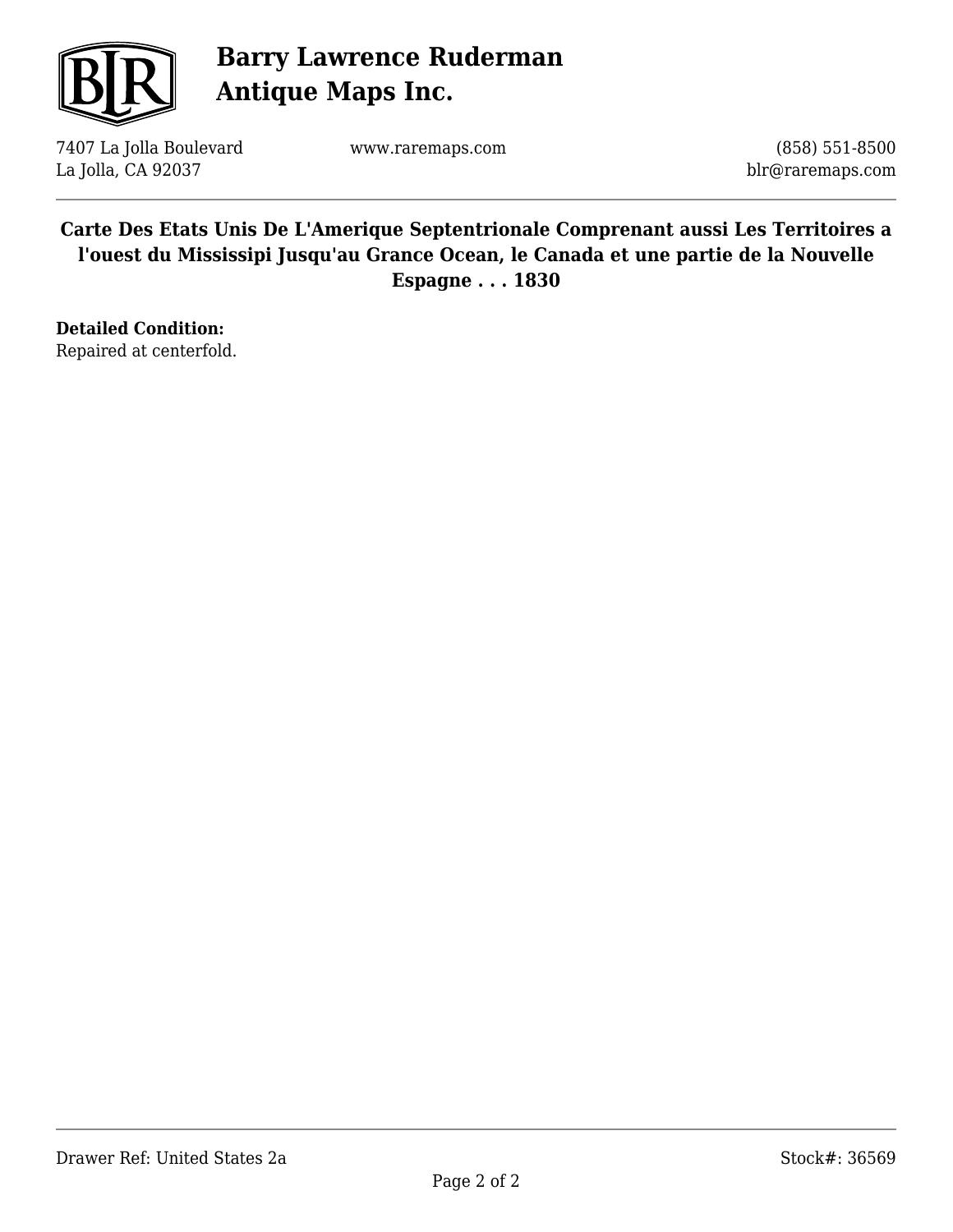**Carte Des Etats Unis De L'Amerique Septentrionale Comprenant aussi Les Territoires a l'ouest du Mississipi Jusqu'au Grance Ocean, le Canada et une partie de la Nouvelle Espagne . . . 1830**

**Detailed Condition:**
Repaired at centerfold.

Drawer Ref: United States 2a

Stock#: 36569